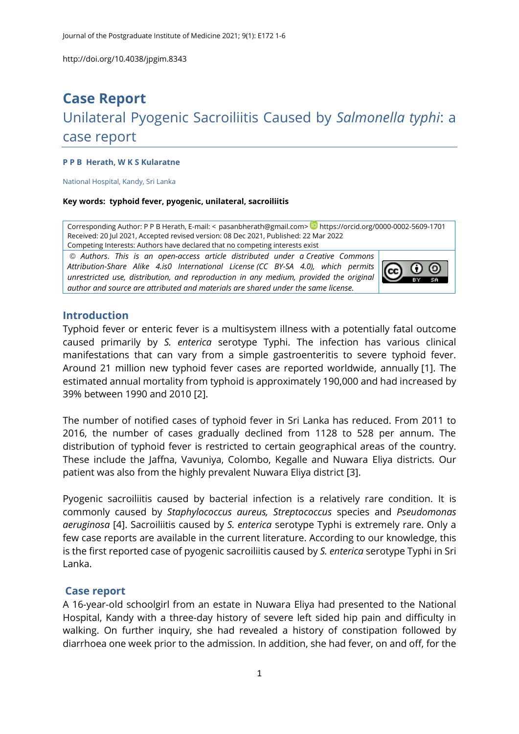http://doi.org/10.4038/jpgim.8343

# Case Report

## Unilateral Pyogenic Sacroiliitis Caused by *Salmonella typhi*: a case report

**P P B Herath, W K S Kularatne**

National Hospital, Kandy, Sri Lanka

**Key words: typhoid fever, pyogenic, unilateral, sacroiliitis**

Corresponding Author: P P B Herath, E-mail: < pasanbherath@gmail.com> https://orcid.org/0000-0002-5609-1701
Received: 20 Jul 2021, Accepted revised version: 08 Dec 2021, Published: 22 Mar 2022
Competing Interests: Authors have declared that no competing interests exist

*© Authors. This is an open-access article distributed under a Creative Commons Attribution-Share Alike 4.is0 International License (CC BY-SA 4.0), which permits unrestricted use, distribution, and reproduction in any medium, provided the original author and source are attributed and materials are shared under the same license.*

## Introduction

Typhoid fever or enteric fever is a multisystem illness with a potentially fatal outcome caused primarily by *S. enterica* serotype Typhi. The infection has various clinical manifestations that can vary from a simple gastroenteritis to severe typhoid fever. Around 21 million new typhoid fever cases are reported worldwide, annually [1]. The estimated annual mortality from typhoid is approximately 190,000 and had increased by 39% between 1990 and 2010 [2].

The number of notified cases of typhoid fever in Sri Lanka has reduced. From 2011 to 2016, the number of cases gradually declined from 1128 to 528 per annum. The distribution of typhoid fever is restricted to certain geographical areas of the country. These include the Jaffna, Vavuniya, Colombo, Kegalle and Nuwara Eliya districts. Our patient was also from the highly prevalent Nuwara Eliya district [3].

Pyogenic sacroiliitis caused by bacterial infection is a relatively rare condition. It is commonly caused by *Staphylococcus aureus, Streptococcus* species and *Pseudomonas aeruginosa* [4]. Sacroiliitis caused by *S. enterica* serotype Typhi is extremely rare. Only a few case reports are available in the current literature. According to our knowledge, this is the first reported case of pyogenic sacroiliitis caused by *S. enterica* serotype Typhi in Sri Lanka.

## Case report

A 16-year-old schoolgirl from an estate in Nuwara Eliya had presented to the National Hospital, Kandy with a three-day history of severe left sided hip pain and difficulty in walking. On further inquiry, she had revealed a history of constipation followed by diarrhoea one week prior to the admission. In addition, she had fever, on and off, for the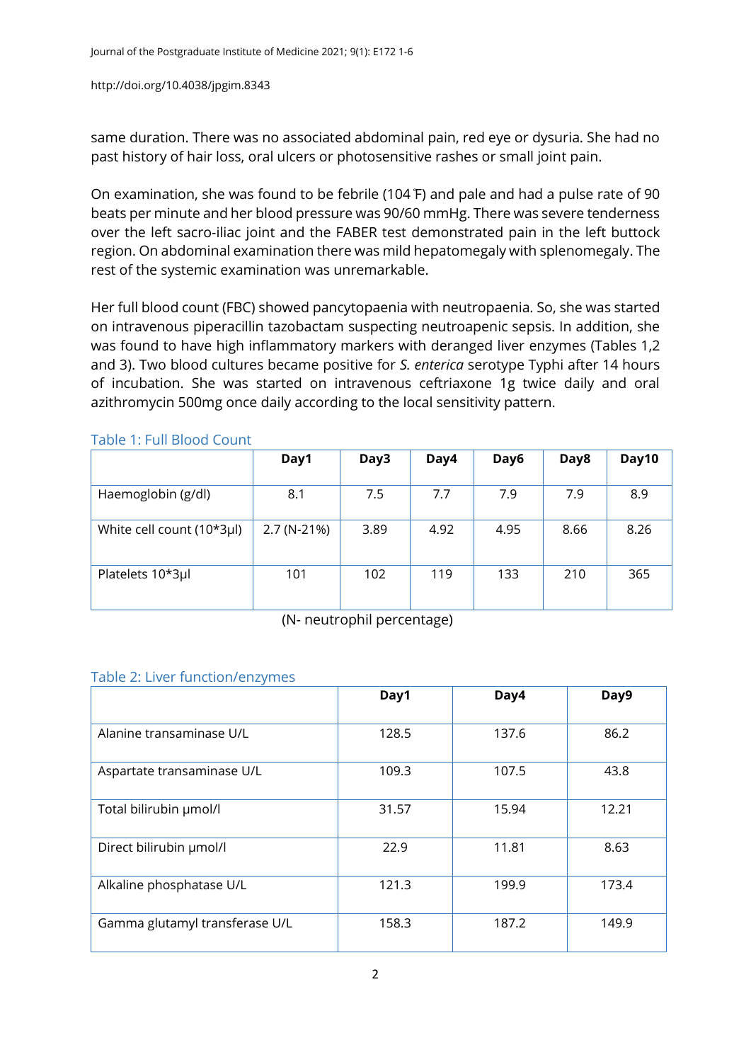same duration. There was no associated abdominal pain, red eye or dysuria. She had no past history of hair loss, oral ulcers or photosensitive rashes or small joint pain.

On examination, she was found to be febrile (104 ℉) and pale and had a pulse rate of 90 beats per minute and her blood pressure was 90/60 mmHg. There was severe tenderness over the left sacro-iliac joint and the FABER test demonstrated pain in the left buttock region. On abdominal examination there was mild hepatomegaly with splenomegaly. The rest of the systemic examination was unremarkable.

Her full blood count (FBC) showed pancytopaenia with neutropaenia. So, she was started on intravenous piperacillin tazobactam suspecting neutroapenic sepsis. In addition, she was found to have high inflammatory markers with deranged liver enzymes (Tables 1,2 and 3). Two blood cultures became positive for *S. enterica* serotype Typhi after 14 hours of incubation. She was started on intravenous ceftriaxone 1g twice daily and oral azithromycin 500mg once daily according to the local sensitivity pattern.

Table 1: Full Blood Count

| | Day1 | Day3 | Day4 | Day6 | Day8 | Day10 |
|---|---|---|---|---|---|---|
| Haemoglobin (g/dl) | 8.1 | 7.5 | 7.7 | 7.9 | 7.9 | 8.9 |
| White cell count (10*3µl) | 2.7 (N-21%) | 3.89 | 4.92 | 4.95 | 8.66 | 8.26 |
| Platelets 10*3µl | 101 | 102 | 119 | 133 | 210 | 365 |

(N- neutrophil percentage)

Table 2: Liver function/enzymes

| | Day1 | Day4 | Day9 |
|---|---|---|---|
| Alanine transaminase U/L | 128.5 | 137.6 | 86.2 |
| Aspartate transaminase U/L | 109.3 | 107.5 | 43.8 |
| Total bilirubin µmol/l | 31.57 | 15.94 | 12.21 |
| Direct bilirubin µmol/l | 22.9 | 11.81 | 8.63 |
| Alkaline phosphatase U/L | 121.3 | 199.9 | 173.4 |
| Gamma glutamyl transferase U/L | 158.3 | 187.2 | 149.9 |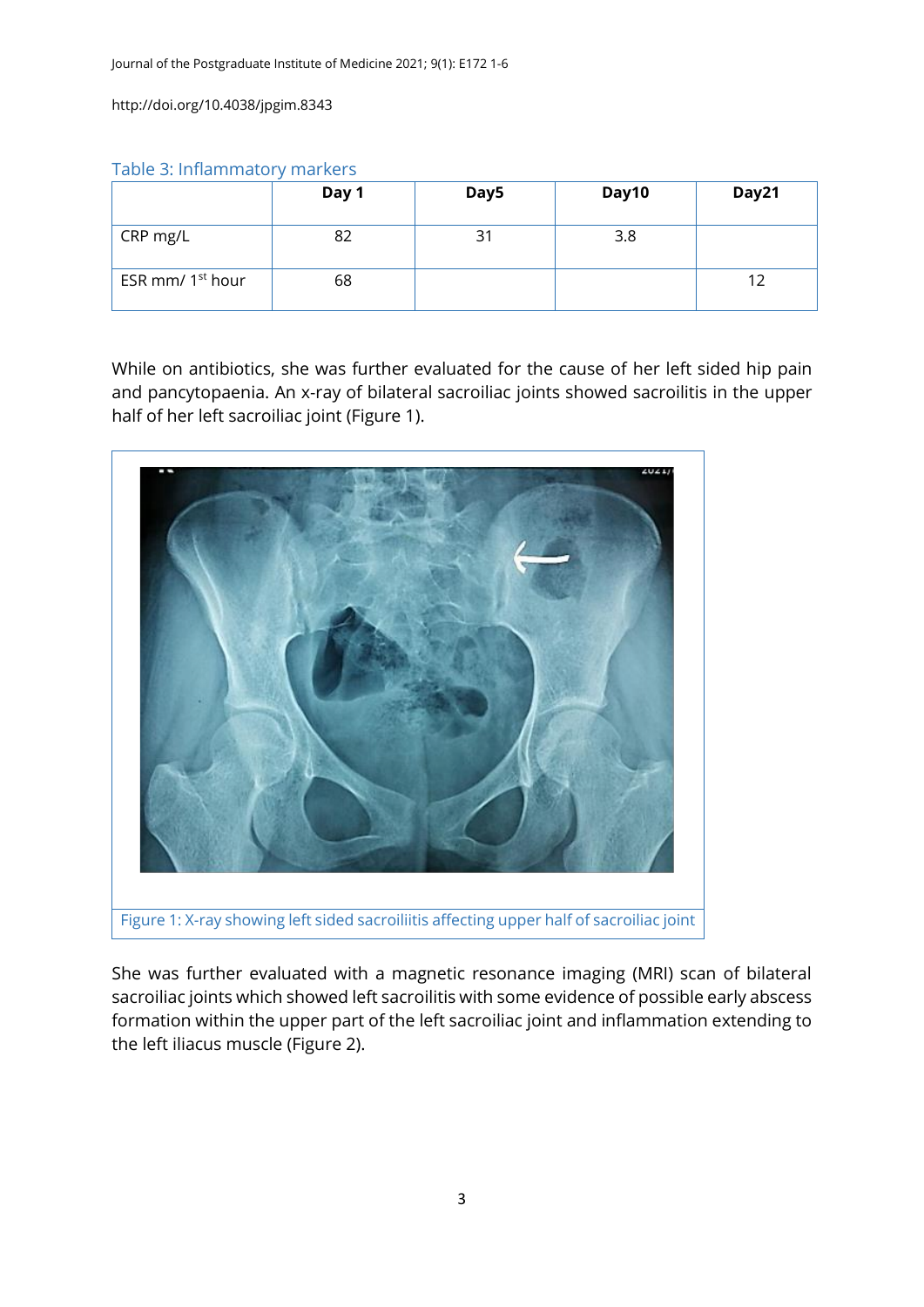Table 3: Inflammatory markers

|  | Day 1 | Day5 | Day10 | Day21 |
| --- | --- | --- | --- | --- |
| CRP mg/L | 82 | 31 | 3.8 |  |
| ESR mm/ 1st hour | 68 |  |  | 12 |

While on antibiotics, she was further evaluated for the cause of her left sided hip pain and pancytopaenia. An x-ray of bilateral sacroiliac joints showed sacroilitis in the upper half of her left sacroiliac joint (Figure 1).

Figure 1: X-ray showing left sided sacroiliitis affecting upper half of sacroiliac joint

She was further evaluated with a magnetic resonance imaging (MRI) scan of bilateral sacroiliac joints which showed left sacroilitis with some evidence of possible early abscess formation within the upper part of the left sacroiliac joint and inflammation extending to the left iliacus muscle (Figure 2).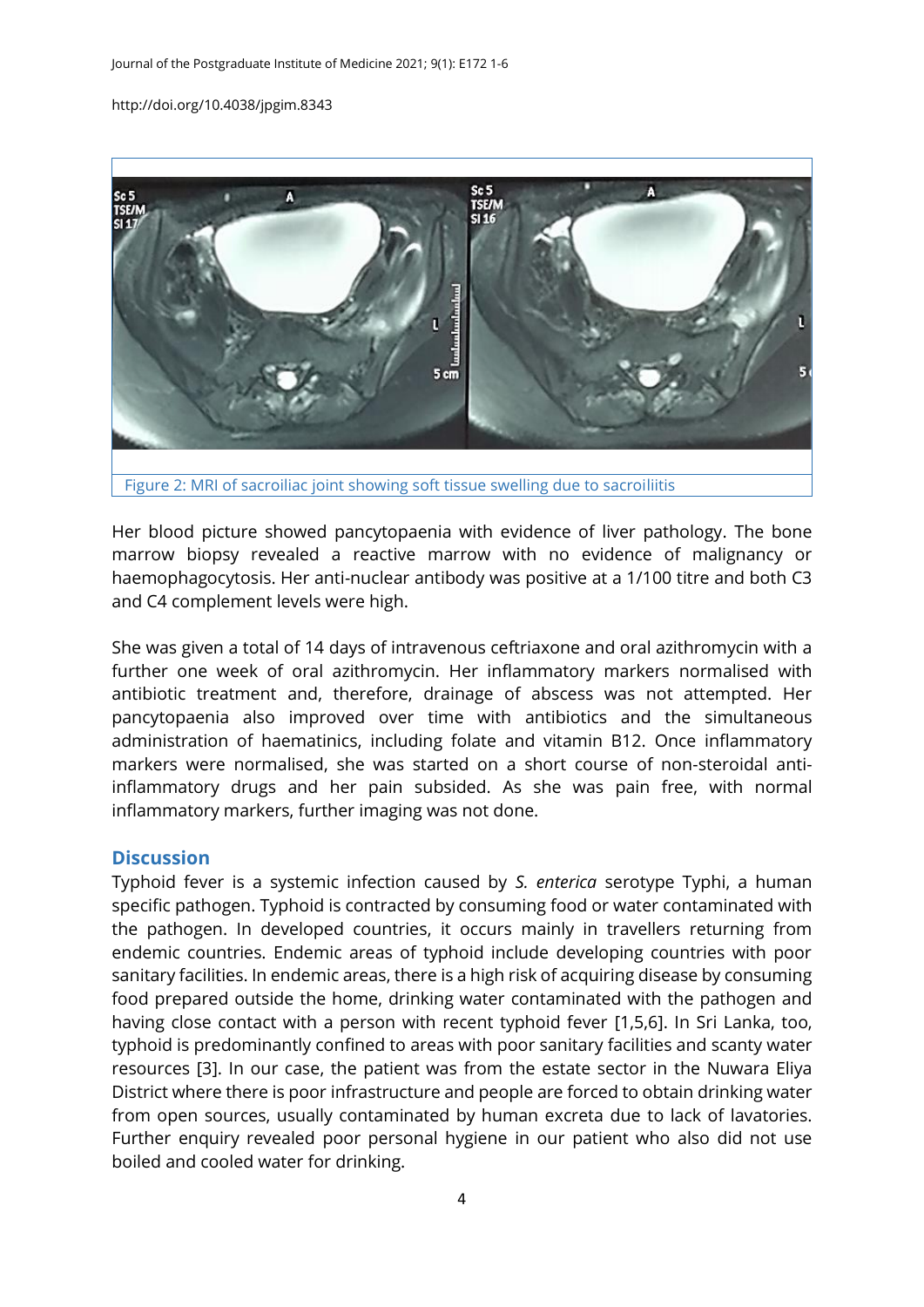Figure 2: MRI of sacroiliac joint showing soft tissue swelling due to sacroiliitis

Her blood picture showed pancytopaenia with evidence of liver pathology. The bone marrow biopsy revealed a reactive marrow with no evidence of malignancy or haemophagocytosis. Her anti-nuclear antibody was positive at a 1/100 titre and both C3 and C4 complement levels were high.

She was given a total of 14 days of intravenous ceftriaxone and oral azithromycin with a further one week of oral azithromycin. Her inflammatory markers normalised with antibiotic treatment and, therefore, drainage of abscess was not attempted. Her pancytopaenia also improved over time with antibiotics and the simultaneous administration of haematinics, including folate and vitamin B12. Once inflammatory markers were normalised, she was started on a short course of non-steroidal anti-inflammatory drugs and her pain subsided. As she was pain free, with normal inflammatory markers, further imaging was not done.

## Discussion

Typhoid fever is a systemic infection caused by *S. enterica* serotype Typhi, a human specific pathogen. Typhoid is contracted by consuming food or water contaminated with the pathogen. In developed countries, it occurs mainly in travellers returning from endemic countries. Endemic areas of typhoid include developing countries with poor sanitary facilities. In endemic areas, there is a high risk of acquiring disease by consuming food prepared outside the home, drinking water contaminated with the pathogen and having close contact with a person with recent typhoid fever [1,5,6]. In Sri Lanka, too, typhoid is predominantly confined to areas with poor sanitary facilities and scanty water resources [3]. In our case, the patient was from the estate sector in the Nuwara Eliya District where there is poor infrastructure and people are forced to obtain drinking water from open sources, usually contaminated by human excreta due to lack of lavatories. Further enquiry revealed poor personal hygiene in our patient who also did not use boiled and cooled water for drinking.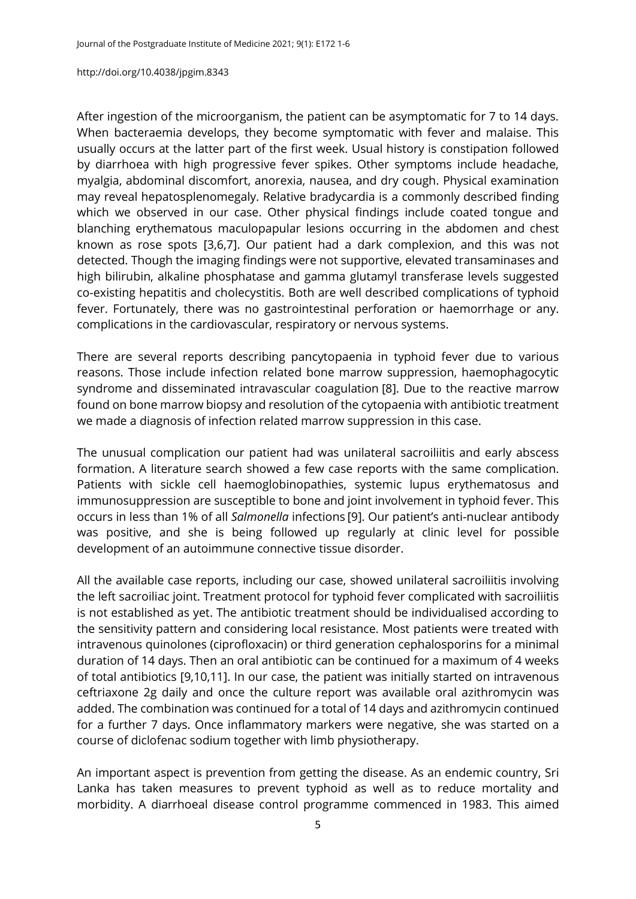After ingestion of the microorganism, the patient can be asymptomatic for 7 to 14 days. When bacteraemia develops, they become symptomatic with fever and malaise. This usually occurs at the latter part of the first week. Usual history is constipation followed by diarrhoea with high progressive fever spikes. Other symptoms include headache, myalgia, abdominal discomfort, anorexia, nausea, and dry cough. Physical examination may reveal hepatosplenomegaly. Relative bradycardia is a commonly described finding which we observed in our case. Other physical findings include coated tongue and blanching erythematous maculopapular lesions occurring in the abdomen and chest known as rose spots [3,6,7]. Our patient had a dark complexion, and this was not detected. Though the imaging findings were not supportive, elevated transaminases and high bilirubin, alkaline phosphatase and gamma glutamyl transferase levels suggested co-existing hepatitis and cholecystitis. Both are well described complications of typhoid fever. Fortunately, there was no gastrointestinal perforation or haemorrhage or any. complications in the cardiovascular, respiratory or nervous systems.

There are several reports describing pancytopaenia in typhoid fever due to various reasons. Those include infection related bone marrow suppression, haemophagocytic syndrome and disseminated intravascular coagulation [8]. Due to the reactive marrow found on bone marrow biopsy and resolution of the cytopaenia with antibiotic treatment we made a diagnosis of infection related marrow suppression in this case.

The unusual complication our patient had was unilateral sacroiliitis and early abscess formation. A literature search showed a few case reports with the same complication. Patients with sickle cell haemoglobinopathies, systemic lupus erythematosus and immunosuppression are susceptible to bone and joint involvement in typhoid fever. This occurs in less than 1% of all *Salmonella* infections [9]. Our patient's anti-nuclear antibody was positive, and she is being followed up regularly at clinic level for possible development of an autoimmune connective tissue disorder.

All the available case reports, including our case, showed unilateral sacroiliitis involving the left sacroiliac joint. Treatment protocol for typhoid fever complicated with sacroiliitis is not established as yet. The antibiotic treatment should be individualised according to the sensitivity pattern and considering local resistance. Most patients were treated with intravenous quinolones (ciprofloxacin) or third generation cephalosporins for a minimal duration of 14 days. Then an oral antibiotic can be continued for a maximum of 4 weeks of total antibiotics [9,10,11]. In our case, the patient was initially started on intravenous ceftriaxone 2g daily and once the culture report was available oral azithromycin was added. The combination was continued for a total of 14 days and azithromycin continued for a further 7 days. Once inflammatory markers were negative, she was started on a course of diclofenac sodium together with limb physiotherapy.

An important aspect is prevention from getting the disease. As an endemic country, Sri Lanka has taken measures to prevent typhoid as well as to reduce mortality and morbidity. A diarrhoeal disease control programme commenced in 1983. This aimed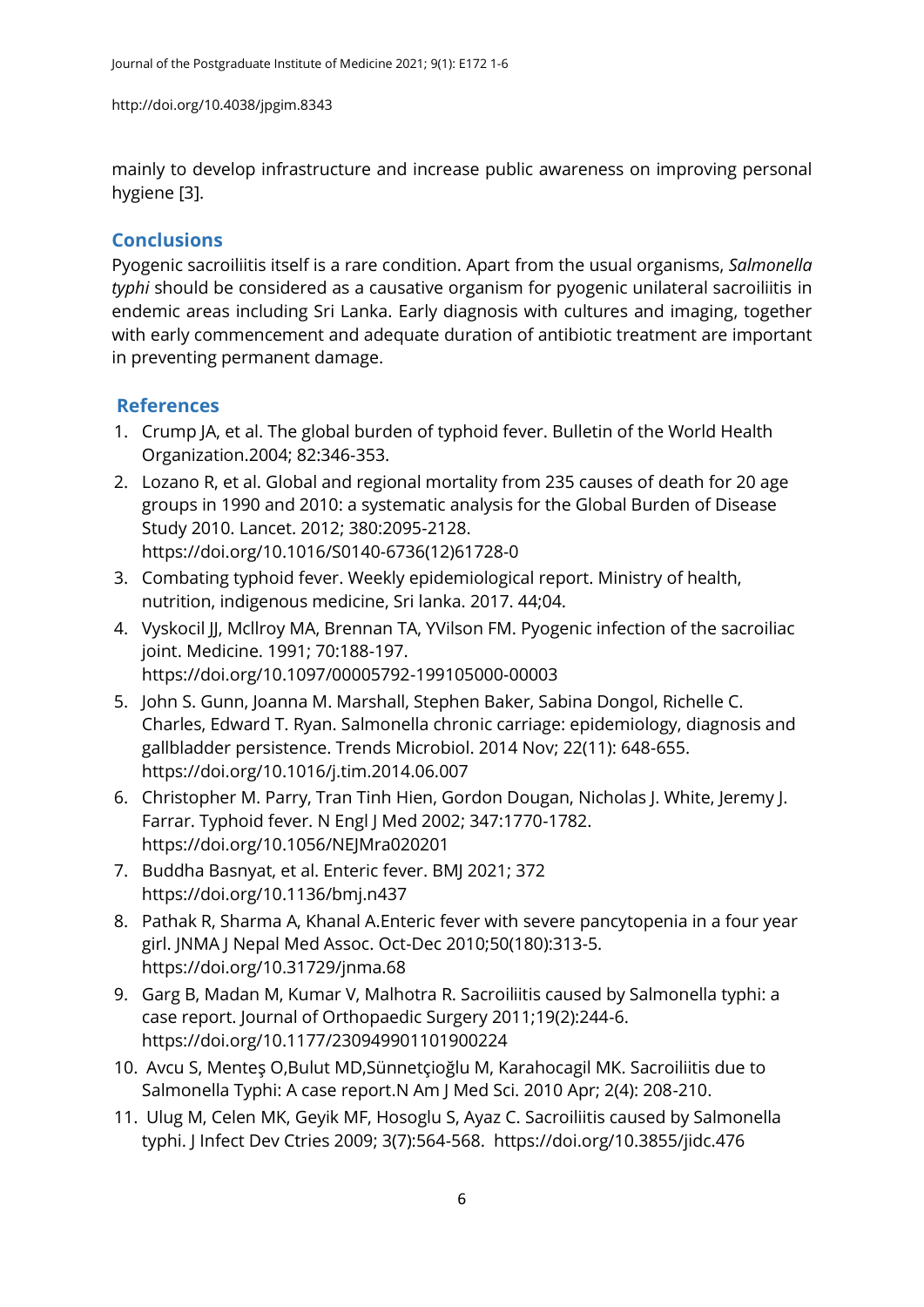mainly to develop infrastructure and increase public awareness on improving personal hygiene [3].

## Conclusions

Pyogenic sacroiliitis itself is a rare condition. Apart from the usual organisms, *Salmonella typhi* should be considered as a causative organism for pyogenic unilateral sacroiliitis in endemic areas including Sri Lanka. Early diagnosis with cultures and imaging, together with early commencement and adequate duration of antibiotic treatment are important in preventing permanent damage.

## References

1. Crump JA, et al. The global burden of typhoid fever. Bulletin of the World Health Organization.2004; 82:346-353.
2. Lozano R, et al. Global and regional mortality from 235 causes of death for 20 age groups in 1990 and 2010: a systematic analysis for the Global Burden of Disease Study 2010. Lancet. 2012; 380:2095-2128. https://doi.org/10.1016/S0140-6736(12)61728-0
3. Combating typhoid fever. Weekly epidemiological report. Ministry of health, nutrition, indigenous medicine, Sri lanka. 2017. 44;04.
4. Vyskocil JJ, Mcllroy MA, Brennan TA, YVilson FM. Pyogenic infection of the sacroiliac joint. Medicine. 1991; 70:188-197. https://doi.org/10.1097/00005792-199105000-00003
5. John S. Gunn, Joanna M. Marshall, Stephen Baker, Sabina Dongol, Richelle C. Charles, Edward T. Ryan. Salmonella chronic carriage: epidemiology, diagnosis and gallbladder persistence. Trends Microbiol. 2014 Nov; 22(11): 648-655. https://doi.org/10.1016/j.tim.2014.06.007
6. Christopher M. Parry, Tran Tinh Hien, Gordon Dougan, Nicholas J. White, Jeremy J. Farrar. Typhoid fever. N Engl J Med 2002; 347:1770-1782. https://doi.org/10.1056/NEJMra020201
7. Buddha Basnyat, et al. Enteric fever. BMJ 2021; 372 https://doi.org/10.1136/bmj.n437
8. Pathak R, Sharma A, Khanal A.Enteric fever with severe pancytopenia in a four year girl. JNMA J Nepal Med Assoc. Oct-Dec 2010;50(180):313-5. https://doi.org/10.31729/jnma.68
9. Garg B, Madan M, Kumar V, Malhotra R. Sacroiliitis caused by Salmonella typhi: a case report. Journal of Orthopaedic Surgery 2011;19(2):244-6. https://doi.org/10.1177/230949901101900224
10. Avcu S, Menteş O,Bulut MD,Sünnetçioğlu M, Karahocagil MK. Sacroiliitis due to Salmonella Typhi: A case report.N Am J Med Sci. 2010 Apr; 2(4): 208-210.
11. Ulug M, Celen MK, Geyik MF, Hosoglu S, Ayaz C. Sacroiliitis caused by Salmonella typhi. J Infect Dev Ctries 2009; 3(7):564-568. https://doi.org/10.3855/jidc.476